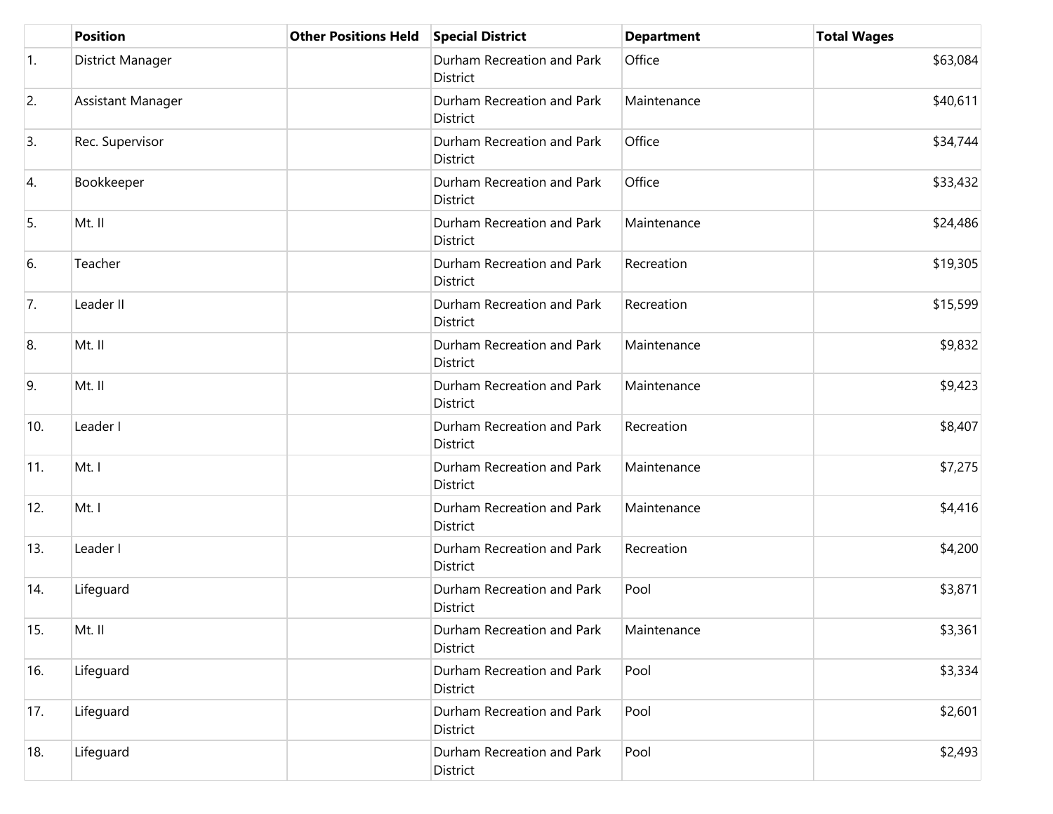| | Position | Other Positions Held | Special District | Department | Total Wages |
|---|---|---|---|---|---|
| 1. | District Manager | | Durham Recreation and Park District | Office | $63,084 |
| 2. | Assistant Manager | | Durham Recreation and Park District | Maintenance | $40,611 |
| 3. | Rec. Supervisor | | Durham Recreation and Park District | Office | $34,744 |
| 4. | Bookkeeper | | Durham Recreation and Park District | Office | $33,432 |
| 5. | Mt. II | | Durham Recreation and Park District | Maintenance | $24,486 |
| 6. | Teacher | | Durham Recreation and Park District | Recreation | $19,305 |
| 7. | Leader II | | Durham Recreation and Park District | Recreation | $15,599 |
| 8. | Mt. II | | Durham Recreation and Park District | Maintenance | $9,832 |
| 9. | Mt. II | | Durham Recreation and Park District | Maintenance | $9,423 |
| 10. | Leader I | | Durham Recreation and Park District | Recreation | $8,407 |
| 11. | Mt. I | | Durham Recreation and Park District | Maintenance | $7,275 |
| 12. | Mt. I | | Durham Recreation and Park District | Maintenance | $4,416 |
| 13. | Leader I | | Durham Recreation and Park District | Recreation | $4,200 |
| 14. | Lifeguard | | Durham Recreation and Park District | Pool | $3,871 |
| 15. | Mt. II | | Durham Recreation and Park District | Maintenance | $3,361 |
| 16. | Lifeguard | | Durham Recreation and Park District | Pool | $3,334 |
| 17. | Lifeguard | | Durham Recreation and Park District | Pool | $2,601 |
| 18. | Lifeguard | | Durham Recreation and Park District | Pool | $2,493 |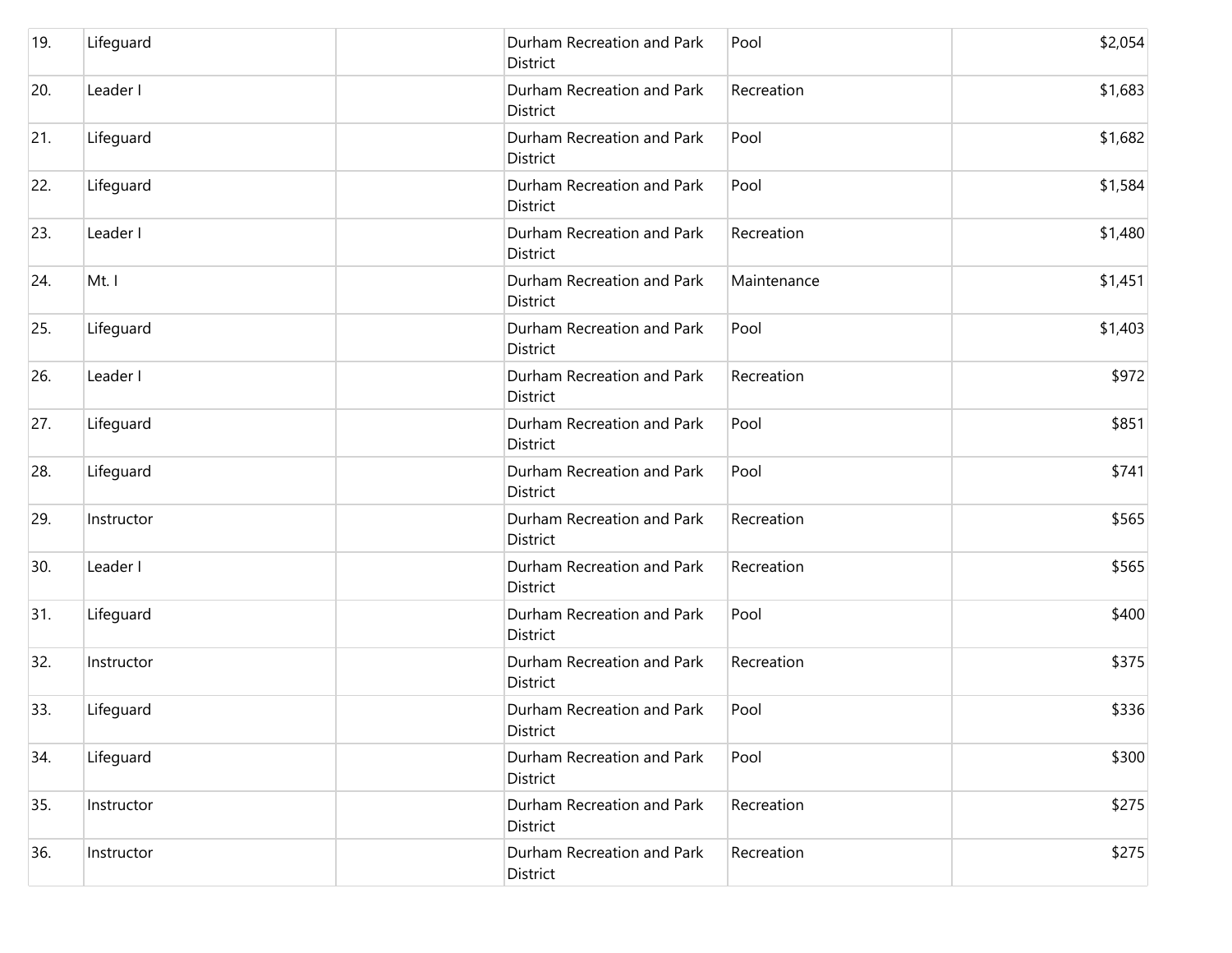| | | | | | |
|---|---|---|---|---|---|
| 19. | Lifeguard | | Durham Recreation and Park District | Pool | $2,054 |
| 20. | Leader I | | Durham Recreation and Park District | Recreation | $1,683 |
| 21. | Lifeguard | | Durham Recreation and Park District | Pool | $1,682 |
| 22. | Lifeguard | | Durham Recreation and Park District | Pool | $1,584 |
| 23. | Leader I | | Durham Recreation and Park District | Recreation | $1,480 |
| 24. | Mt. I | | Durham Recreation and Park District | Maintenance | $1,451 |
| 25. | Lifeguard | | Durham Recreation and Park District | Pool | $1,403 |
| 26. | Leader I | | Durham Recreation and Park District | Recreation | $972 |
| 27. | Lifeguard | | Durham Recreation and Park District | Pool | $851 |
| 28. | Lifeguard | | Durham Recreation and Park District | Pool | $741 |
| 29. | Instructor | | Durham Recreation and Park District | Recreation | $565 |
| 30. | Leader I | | Durham Recreation and Park District | Recreation | $565 |
| 31. | Lifeguard | | Durham Recreation and Park District | Pool | $400 |
| 32. | Instructor | | Durham Recreation and Park District | Recreation | $375 |
| 33. | Lifeguard | | Durham Recreation and Park District | Pool | $336 |
| 34. | Lifeguard | | Durham Recreation and Park District | Pool | $300 |
| 35. | Instructor | | Durham Recreation and Park District | Recreation | $275 |
| 36. | Instructor | | Durham Recreation and Park District | Recreation | $275 |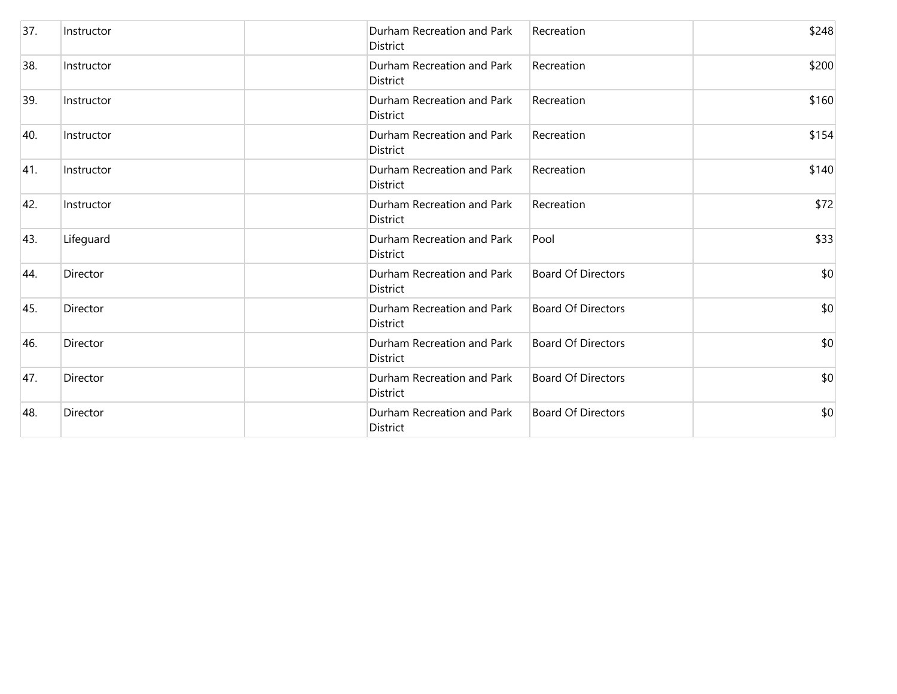| | | | | | |
|---|---|---|---|---|---|
| 37. | Instructor | | Durham Recreation and Park District | Recreation | $248 |
| 38. | Instructor | | Durham Recreation and Park District | Recreation | $200 |
| 39. | Instructor | | Durham Recreation and Park District | Recreation | $160 |
| 40. | Instructor | | Durham Recreation and Park District | Recreation | $154 |
| 41. | Instructor | | Durham Recreation and Park District | Recreation | $140 |
| 42. | Instructor | | Durham Recreation and Park District | Recreation | $72 |
| 43. | Lifeguard | | Durham Recreation and Park District | Pool | $33 |
| 44. | Director | | Durham Recreation and Park District | Board Of Directors | $0 |
| 45. | Director | | Durham Recreation and Park District | Board Of Directors | $0 |
| 46. | Director | | Durham Recreation and Park District | Board Of Directors | $0 |
| 47. | Director | | Durham Recreation and Park District | Board Of Directors | $0 |
| 48. | Director | | Durham Recreation and Park District | Board Of Directors | $0 |